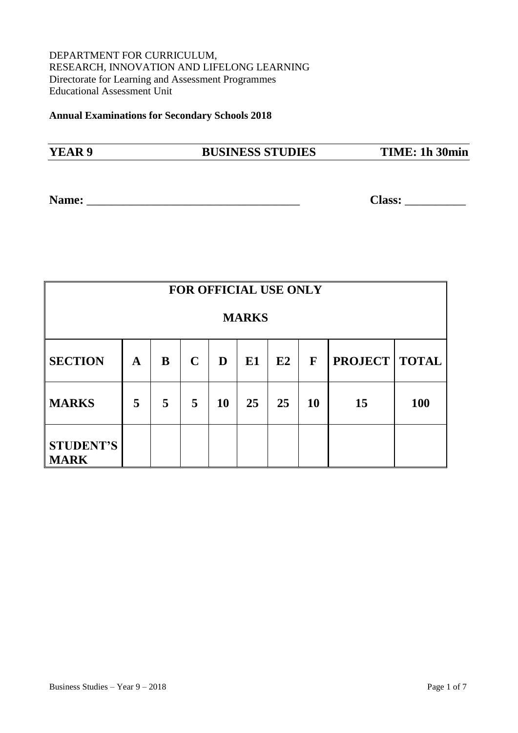DEPARTMENT FOR CURRICULUM,
RESEARCH, INNOVATION AND LIFELONG LEARNING
Directorate for Learning and Assessment Programmes
Educational Assessment Unit

**Annual Examinations for Secondary Schools 2018**

**YEAR 9 BUSINESS STUDIES TIME: 1h 30min**

**Name:** ___________________________________ **Class:** __________

| **FOR OFFICIAL USE ONLY**<br>**MARKS** | | | | | | | | | |
|---|---|---|---|---|---|---|---|---|---|
| **SECTION** | **A** | **B** | **C** | **D** | **E1** | **E2** | **F** | **PROJECT** | **TOTAL** |
| **MARKS** | **5** | **5** | **5** | **10** | **25** | **25** | **10** | **15** | **100** |
| **STUDENT'S MARK** | | | | | | | | | |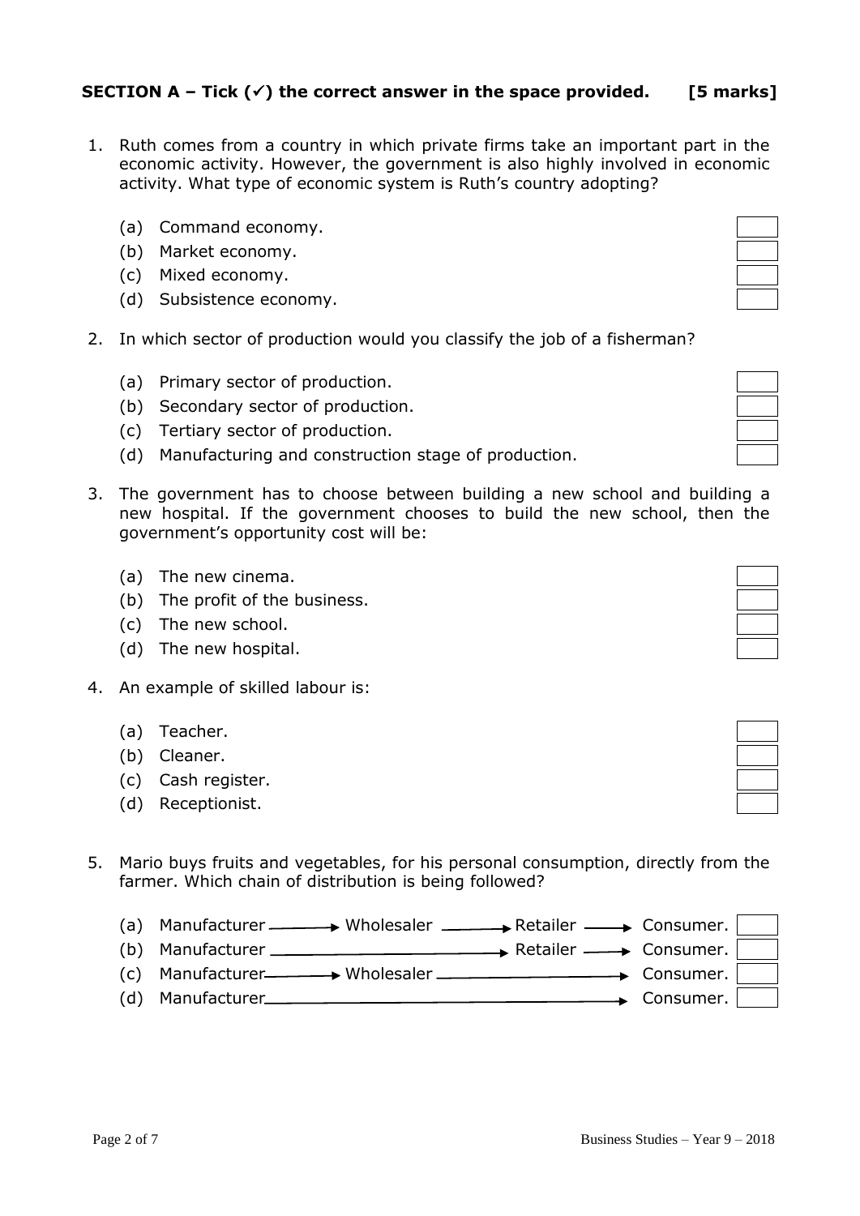**SECTION A – Tick (✓) the correct answer in the space provided. [5 marks]**

1. Ruth comes from a country in which private firms take an important part in the economic activity. However, the government is also highly involved in economic activity. What type of economic system is Ruth's country adopting?

   (a) Command economy. ☐
   (b) Market economy. ☐
   (c) Mixed economy. ☐
   (d) Subsistence economy. ☐

2. In which sector of production would you classify the job of a fisherman?

   (a) Primary sector of production. ☐
   (b) Secondary sector of production. ☐
   (c) Tertiary sector of production. ☐
   (d) Manufacturing and construction stage of production. ☐

3. The government has to choose between building a new school and building a new hospital. If the government chooses to build the new school, then the government's opportunity cost will be:

   (a) The new cinema. ☐
   (b) The profit of the business. ☐
   (c) The new school. ☐
   (d) The new hospital. ☐

4. An example of skilled labour is:

   (a) Teacher. ☐
   (b) Cleaner. ☐
   (c) Cash register. ☐
   (d) Receptionist. ☐

5. Mario buys fruits and vegetables, for his personal consumption, directly from the farmer. Which chain of distribution is being followed?

   (a) Manufacturer → Wholesaler → Retailer → Consumer. ☐
   (b) Manufacturer → Retailer → Consumer. ☐
   (c) Manufacturer → Wholesaler → Consumer. ☐
   (d) Manufacturer → Consumer. ☐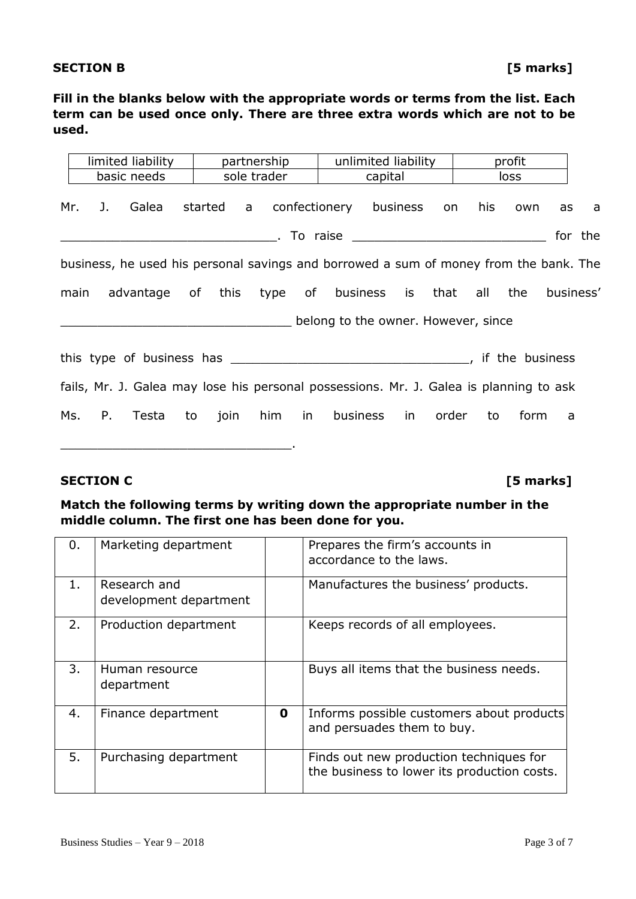**SECTION B** **[5 marks]**

**Fill in the blanks below with the appropriate words or terms from the list. Each term can be used once only. There are three extra words which are not to be used.**

| limited liability | partnership | unlimited liability | profit |
|---|---|---|---|
| basic needs | sole trader | capital | loss |

Mr. J. Galea started a confectionery business on his own as a ____________________________. To raise ________________________ for the business, he used his personal savings and borrowed a sum of money from the bank. The main advantage of this type of business is that all the business' ______________________________ belong to the owner. However, since this type of business has ______________________________, if the business fails, Mr. J. Galea may lose his personal possessions. Mr. J. Galea is planning to ask Ms. P. Testa to join him in business in order to form a ______________________________.

**SECTION C** **[5 marks]**

**Match the following terms by writing down the appropriate number in the middle column. The first one has been done for you.**

| | | | |
|---|---|---|---|
| 0. | Marketing department | | Prepares the firm's accounts in accordance to the laws. |
| 1. | Research and development department | | Manufactures the business' products. |
| 2. | Production department | | Keeps records of all employees. |
| 3. | Human resource department | | Buys all items that the business needs. |
| 4. | Finance department | **0** | Informs possible customers about products and persuades them to buy. |
| 5. | Purchasing department | | Finds out new production techniques for the business to lower its production costs. |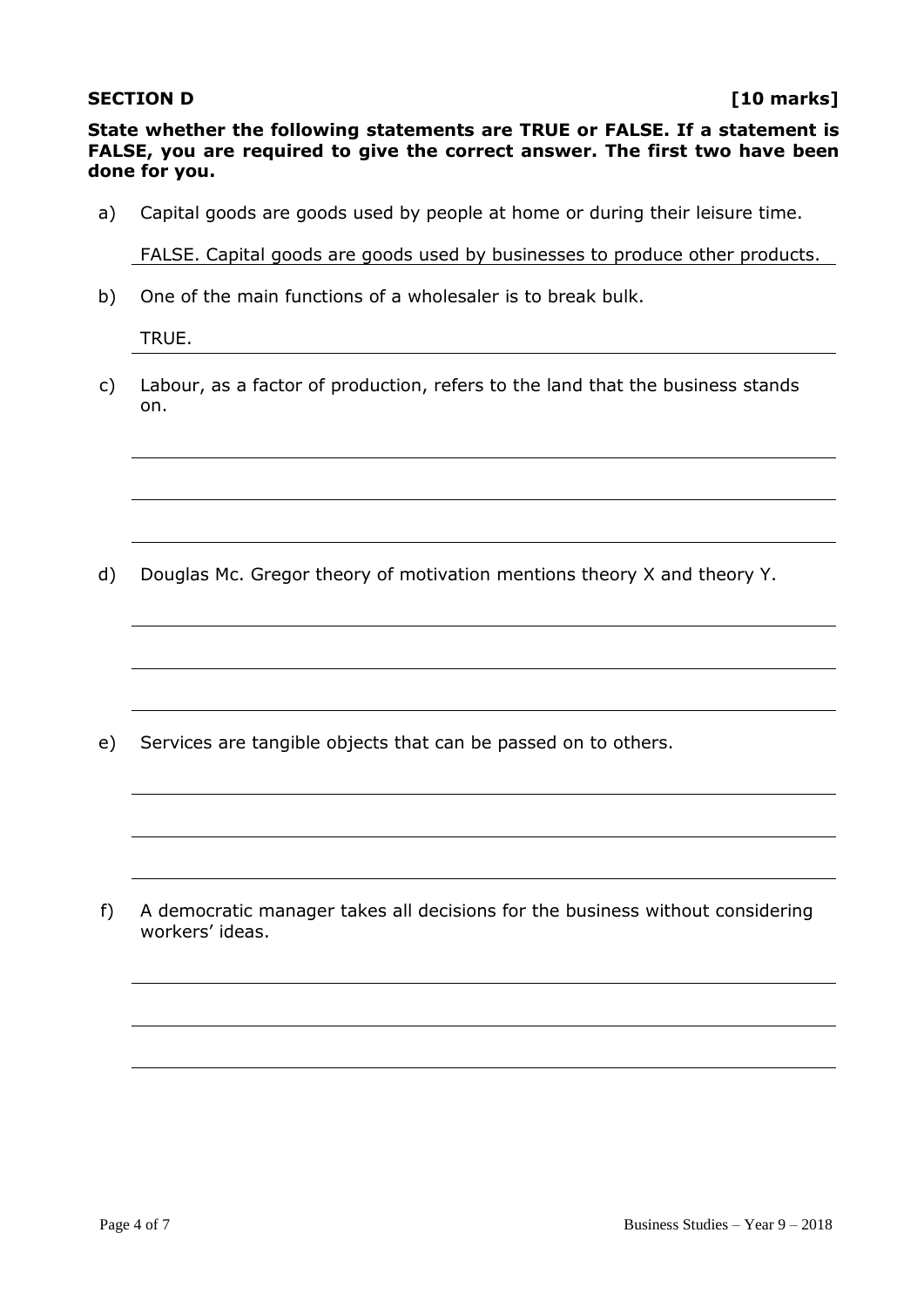**SECTION D** **[10 marks]**

**State whether the following statements are TRUE or FALSE. If a statement is FALSE, you are required to give the correct answer. The first two have been done for you.**

a) Capital goods are goods used by people at home or during their leisure time.

FALSE. Capital goods are goods used by businesses to produce other products.

b) One of the main functions of a wholesaler is to break bulk.

TRUE.

c) Labour, as a factor of production, refers to the land that the business stands on.

d) Douglas Mc. Gregor theory of motivation mentions theory X and theory Y.

e) Services are tangible objects that can be passed on to others.

f) A democratic manager takes all decisions for the business without considering workers' ideas.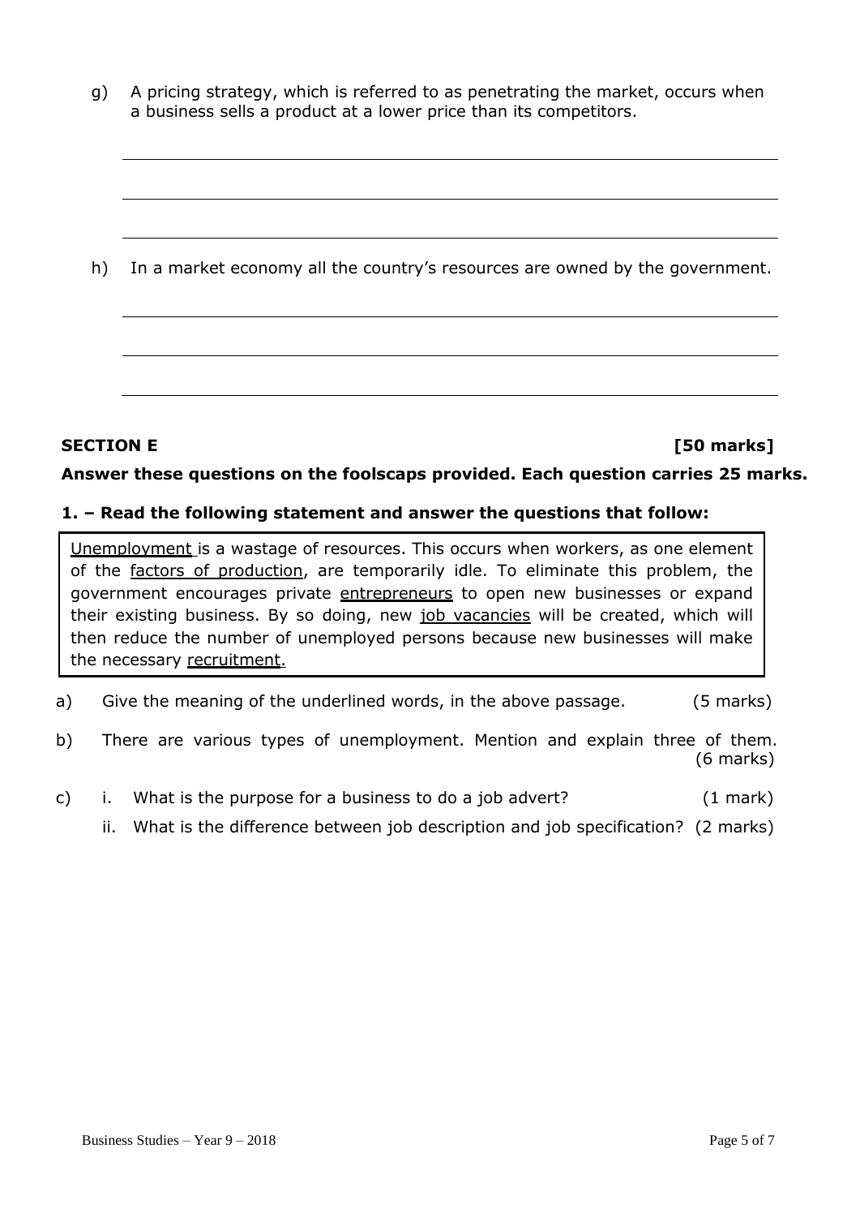g) A pricing strategy, which is referred to as penetrating the market, occurs when a business sells a product at a lower price than its competitors.

\_\_\_\_\_\_\_\_\_\_\_\_\_\_\_\_\_\_\_\_\_\_\_\_\_\_\_\_\_\_\_\_\_\_\_\_\_\_\_\_\_\_\_\_

\_\_\_\_\_\_\_\_\_\_\_\_\_\_\_\_\_\_\_\_\_\_\_\_\_\_\_\_\_\_\_\_\_\_\_\_\_\_\_\_\_\_\_\_

\_\_\_\_\_\_\_\_\_\_\_\_\_\_\_\_\_\_\_\_\_\_\_\_\_\_\_\_\_\_\_\_\_\_\_\_\_\_\_\_\_\_\_\_

h) In a market economy all the country's resources are owned by the government.

\_\_\_\_\_\_\_\_\_\_\_\_\_\_\_\_\_\_\_\_\_\_\_\_\_\_\_\_\_\_\_\_\_\_\_\_\_\_\_\_\_\_\_\_

\_\_\_\_\_\_\_\_\_\_\_\_\_\_\_\_\_\_\_\_\_\_\_\_\_\_\_\_\_\_\_\_\_\_\_\_\_\_\_\_\_\_\_\_

\_\_\_\_\_\_\_\_\_\_\_\_\_\_\_\_\_\_\_\_\_\_\_\_\_\_\_\_\_\_\_\_\_\_\_\_\_\_\_\_\_\_\_\_

## SECTION E [50 marks]

**Answer these questions on the foolscaps provided. Each question carries 25 marks.**

**1. – Read the following statement and answer the questions that follow:**

> <u>Unemployment</u> is a wastage of resources. This occurs when workers, as one element of the <u>factors of production</u>, are temporarily idle. To eliminate this problem, the government encourages private <u>entrepreneurs</u> to open new businesses or expand their existing business. By so doing, new <u>job vacancies</u> will be created, which will then reduce the number of unemployed persons because new businesses will make the necessary <u>recruitment</u>.

a) Give the meaning of the underlined words, in the above passage. (5 marks)

b) There are various types of unemployment. Mention and explain three of them. (6 marks)

c) i. What is the purpose for a business to do a job advert? (1 mark)

ii. What is the difference between job description and job specification? (2 marks)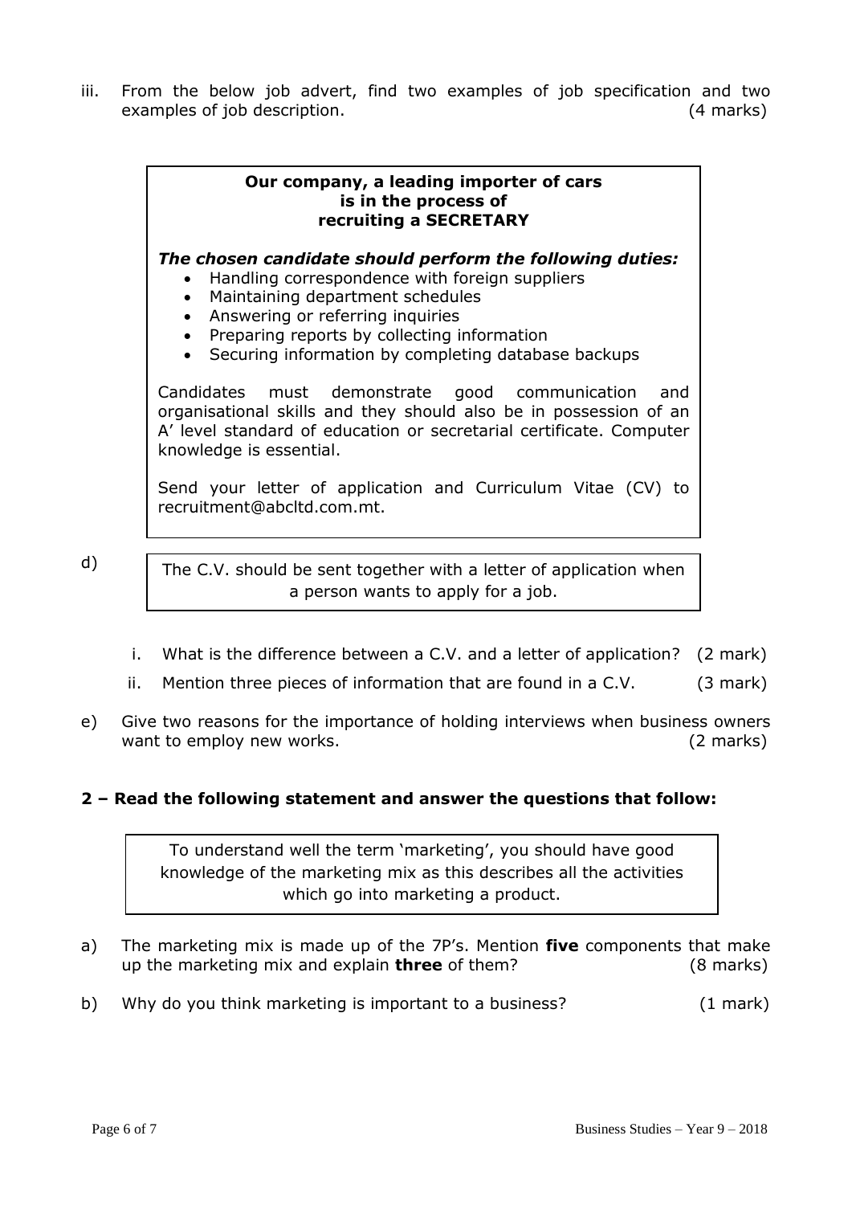iii. From the below job advert, find two examples of job specification and two examples of job description. (4 marks)

> **Our company, a leading importer of cars is in the process of recruiting a SECRETARY**
>
> ***The chosen candidate should perform the following duties:***
>
> - Handling correspondence with foreign suppliers
> - Maintaining department schedules
> - Answering or referring inquiries
> - Preparing reports by collecting information
> - Securing information by completing database backups
>
> Candidates must demonstrate good communication and organisational skills and they should also be in possession of an A' level standard of education or secretarial certificate. Computer knowledge is essential.
>
> Send your letter of application and Curriculum Vitae (CV) to recruitment@abcltd.com.mt.

d)

> The C.V. should be sent together with a letter of application when a person wants to apply for a job.

i. What is the difference between a C.V. and a letter of application? (2 mark)

ii. Mention three pieces of information that are found in a C.V. (3 mark)

e) Give two reasons for the importance of holding interviews when business owners want to employ new works. (2 marks)

## 2 – Read the following statement and answer the questions that follow:

> To understand well the term 'marketing', you should have good knowledge of the marketing mix as this describes all the activities which go into marketing a product.

a) The marketing mix is made up of the 7P's. Mention **five** components that make up the marketing mix and explain **three** of them? (8 marks)

b) Why do you think marketing is important to a business? (1 mark)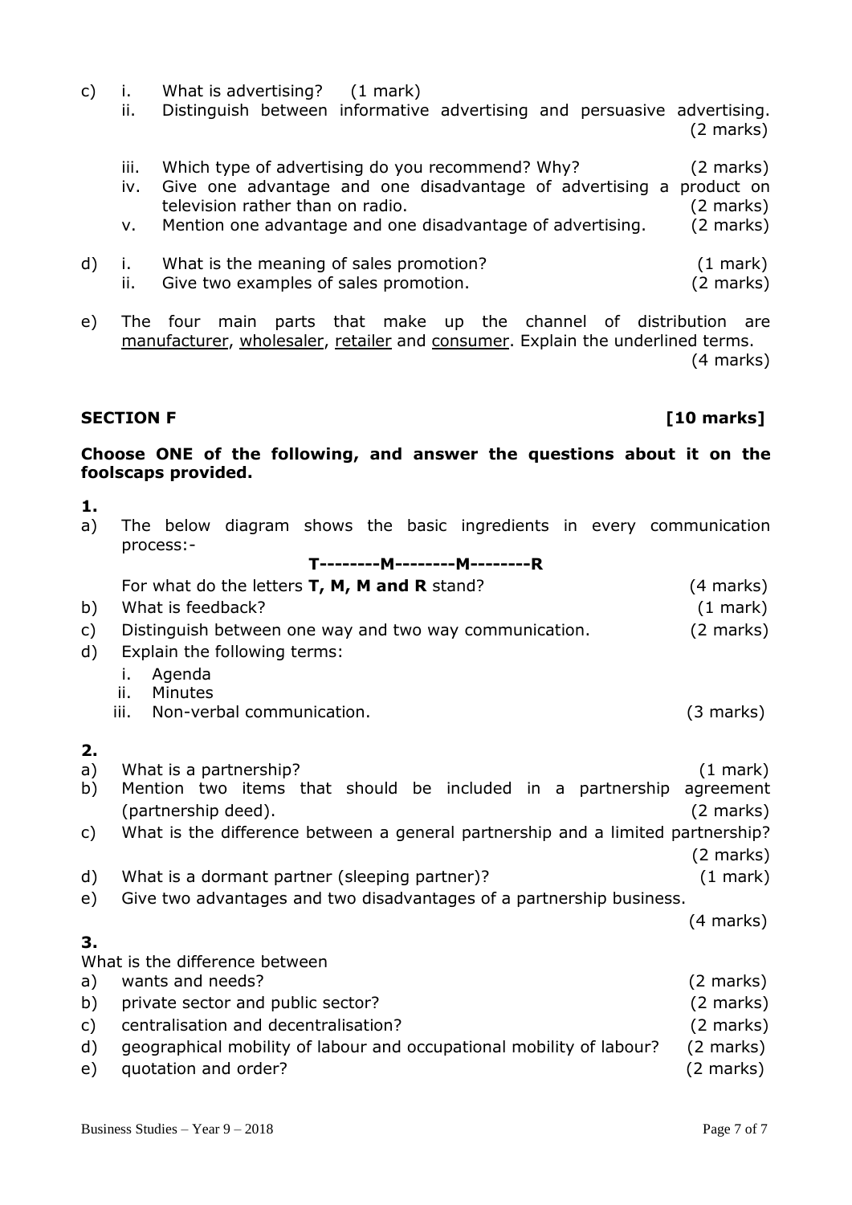c) i. What is advertising? (1 mark)

ii. Distinguish between informative advertising and persuasive advertising. (2 marks)

iii. Which type of advertising do you recommend? Why? (2 marks)

iv. Give one advantage and one disadvantage of advertising a product on television rather than on radio. (2 marks)

v. Mention one advantage and one disadvantage of advertising. (2 marks)

d) i. What is the meaning of sales promotion? (1 mark)

ii. Give two examples of sales promotion. (2 marks)

e) The four main parts that make up the channel of distribution are <u>manufacturer</u>, <u>wholesaler</u>, <u>retailer</u> and <u>consumer</u>. Explain the underlined terms. (4 marks)

## SECTION F [10 marks]

**Choose ONE of the following, and answer the questions about it on the foolscaps provided.**

**1.**

a) The below diagram shows the basic ingredients in every communication process:-

**T--------M--------M--------R**

For what do the letters **T, M, M and R** stand? (4 marks)

b) What is feedback? (1 mark)

c) Distinguish between one way and two way communication. (2 marks)

d) Explain the following terms:

i. Agenda

ii. Minutes

iii. Non-verbal communication. (3 marks)

**2.**

a) What is a partnership? (1 mark)

b) Mention two items that should be included in a partnership agreement (partnership deed). (2 marks)

c) What is the difference between a general partnership and a limited partnership? (2 marks)

d) What is a dormant partner (sleeping partner)? (1 mark)

e) Give two advantages and two disadvantages of a partnership business. (4 marks)

**3.**

What is the difference between

a) wants and needs? (2 marks)

b) private sector and public sector? (2 marks)

c) centralisation and decentralisation? (2 marks)

d) geographical mobility of labour and occupational mobility of labour? (2 marks)

e) quotation and order? (2 marks)